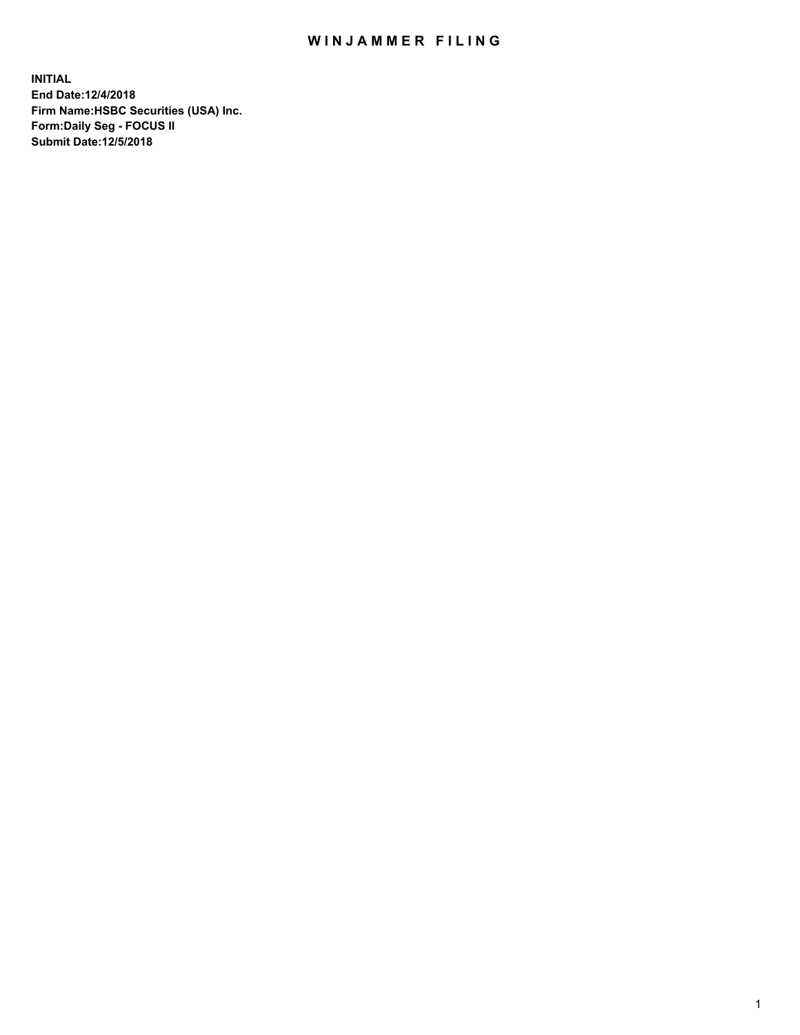# WINJAMMER FILING

**INITIAL**
**End Date:12/4/2018**
**Firm Name:HSBC Securities (USA) Inc.**
**Form:Daily Seg - FOCUS II**
**Submit Date:12/5/2018**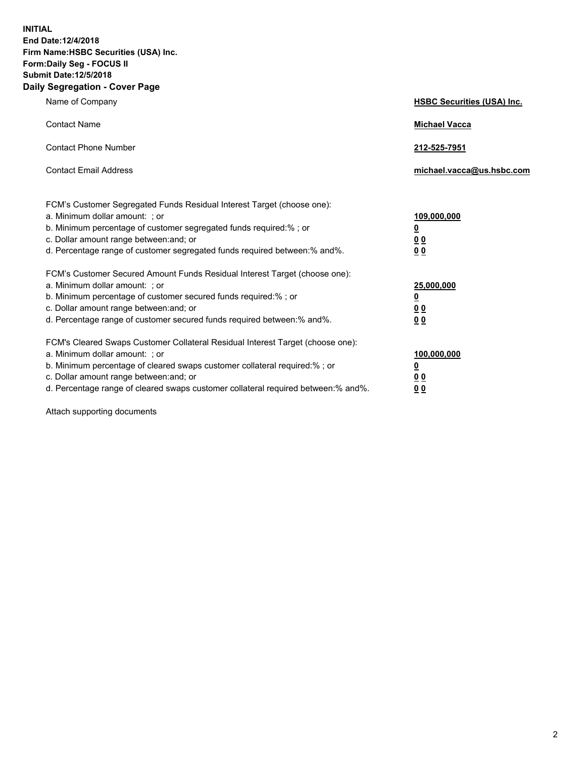**INITIAL**
**End Date:12/4/2018**
**Firm Name:HSBC Securities (USA) Inc.**
**Form:Daily Seg - FOCUS II**
**Submit Date:12/5/2018**

## Daily Segregation - Cover Page

| | |
|---|---|
| Name of Company | **HSBC Securities (USA) Inc.** |
| Contact Name | **Michael Vacca** |
| Contact Phone Number | **212-525-7951** |
| Contact Email Address | **michael.vacca@us.hsbc.com** |

| | |
|---|---|
| FCM's Customer Segregated Funds Residual Interest Target (choose one): | |
| a. Minimum dollar amount: ; or | **109,000,000** |
| b. Minimum percentage of customer segregated funds required:% ; or | **0** |
| c. Dollar amount range between:and; or | **0 0** |
| d. Percentage range of customer segregated funds required between:% and%. | **0 0** |
| FCM's Customer Secured Amount Funds Residual Interest Target (choose one): | |
| a. Minimum dollar amount: ; or | **25,000,000** |
| b. Minimum percentage of customer secured funds required:% ; or | **0** |
| c. Dollar amount range between:and; or | **0 0** |
| d. Percentage range of customer secured funds required between:% and%. | **0 0** |
| FCM's Cleared Swaps Customer Collateral Residual Interest Target (choose one): | |
| a. Minimum dollar amount: ; or | **100,000,000** |
| b. Minimum percentage of cleared swaps customer collateral required:% ; or | **0** |
| c. Dollar amount range between:and; or | **0 0** |
| d. Percentage range of cleared swaps customer collateral required between:% and%. | **0 0** |

Attach supporting documents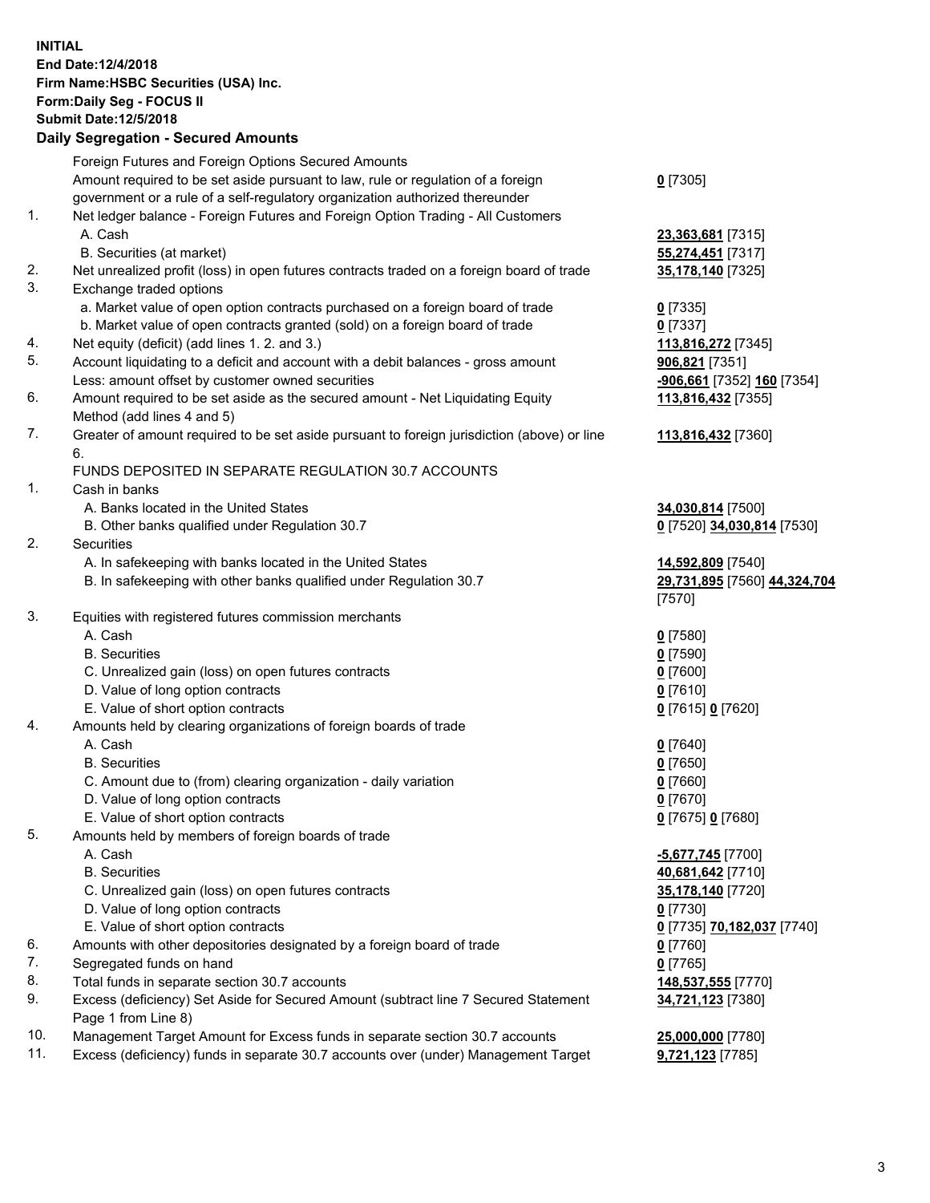**INITIAL**
**End Date:12/4/2018**
**Firm Name:HSBC Securities (USA) Inc.**
**Form:Daily Seg - FOCUS II**
**Submit Date:12/5/2018**

## Daily Segregation - Secured Amounts

| | | |
|---|---|---|
| | Foreign Futures and Foreign Options Secured Amounts | |
| | Amount required to be set aside pursuant to law, rule or regulation of a foreign government or a rule of a self-regulatory organization authorized thereunder | **0** [7305] |
| 1. | Net ledger balance - Foreign Futures and Foreign Option Trading - All Customers | |
| | A. Cash | **23,363,681** [7315] |
| | B. Securities (at market) | **55,274,451** [7317] |
| 2. | Net unrealized profit (loss) in open futures contracts traded on a foreign board of trade | **35,178,140** [7325] |
| 3. | Exchange traded options | |
| | a. Market value of open option contracts purchased on a foreign board of trade | **0** [7335] |
| | b. Market value of open contracts granted (sold) on a foreign board of trade | **0** [7337] |
| 4. | Net equity (deficit) (add lines 1. 2. and 3.) | **113,816,272** [7345] |
| 5. | Account liquidating to a deficit and account with a debit balances - gross amount | **906,821** [7351] |
| | Less: amount offset by customer owned securities | **-906,661** [7352] **160** [7354] |
| 6. | Amount required to be set aside as the secured amount - Net Liquidating Equity Method (add lines 4 and 5) | **113,816,432** [7355] |
| 7. | Greater of amount required to be set aside pursuant to foreign jurisdiction (above) or line 6. | **113,816,432** [7360] |
| | FUNDS DEPOSITED IN SEPARATE REGULATION 30.7 ACCOUNTS | |
| 1. | Cash in banks | |
| | A. Banks located in the United States | **34,030,814** [7500] |
| | B. Other banks qualified under Regulation 30.7 | **0** [7520] **34,030,814** [7530] |
| 2. | Securities | |
| | A. In safekeeping with banks located in the United States | **14,592,809** [7540] |
| | B. In safekeeping with other banks qualified under Regulation 30.7 | **29,731,895** [7560] **44,324,704** [7570] |
| 3. | Equities with registered futures commission merchants | |
| | A. Cash | **0** [7580] |
| | B. Securities | **0** [7590] |
| | C. Unrealized gain (loss) on open futures contracts | **0** [7600] |
| | D. Value of long option contracts | **0** [7610] |
| | E. Value of short option contracts | **0** [7615] **0** [7620] |
| 4. | Amounts held by clearing organizations of foreign boards of trade | |
| | A. Cash | **0** [7640] |
| | B. Securities | **0** [7650] |
| | C. Amount due to (from) clearing organization - daily variation | **0** [7660] |
| | D. Value of long option contracts | **0** [7670] |
| | E. Value of short option contracts | **0** [7675] **0** [7680] |
| 5. | Amounts held by members of foreign boards of trade | |
| | A. Cash | **-5,677,745** [7700] |
| | B. Securities | **40,681,642** [7710] |
| | C. Unrealized gain (loss) on open futures contracts | **35,178,140** [7720] |
| | D. Value of long option contracts | **0** [7730] |
| | E. Value of short option contracts | **0** [7735] **70,182,037** [7740] |
| 6. | Amounts with other depositories designated by a foreign board of trade | **0** [7760] |
| 7. | Segregated funds on hand | **0** [7765] |
| 8. | Total funds in separate section 30.7 accounts | **148,537,555** [7770] |
| 9. | Excess (deficiency) Set Aside for Secured Amount (subtract line 7 Secured Statement Page 1 from Line 8) | **34,721,123** [7380] |
| 10. | Management Target Amount for Excess funds in separate section 30.7 accounts | **25,000,000** [7780] |
| 11. | Excess (deficiency) funds in separate 30.7 accounts over (under) Management Target | **9,721,123** [7785] |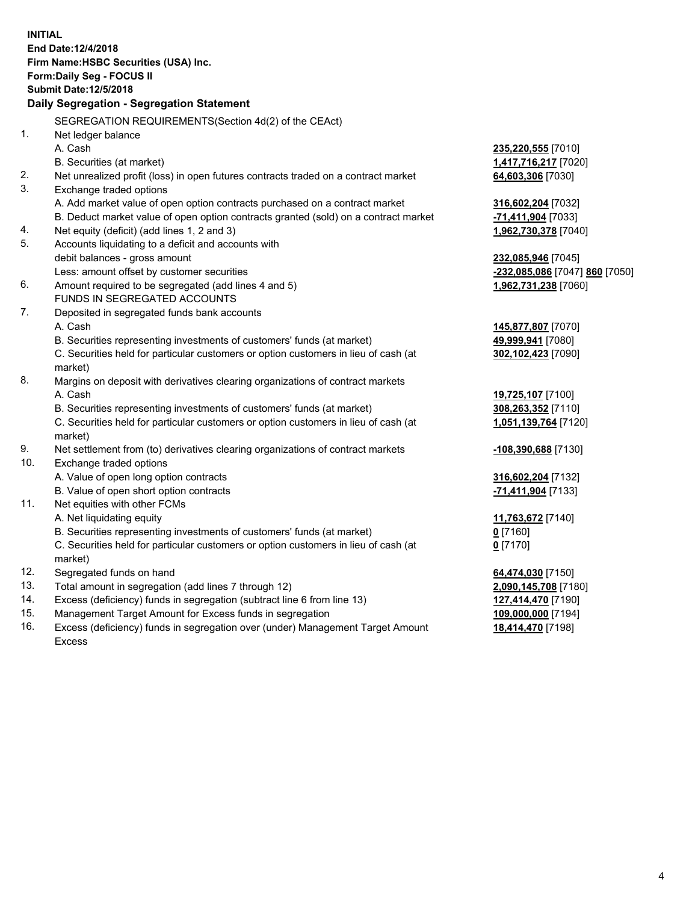**INITIAL**
**End Date:12/4/2018**
**Firm Name:HSBC Securities (USA) Inc.**
**Form:Daily Seg - FOCUS II**
**Submit Date:12/5/2018**

## Daily Segregation - Segregation Statement

SEGREGATION REQUIREMENTS(Section 4d(2) of the CEAct)

| | | |
|---|---|---|
| 1. | Net ledger balance | |
| | A. Cash | **235,220,555** [7010] |
| | B. Securities (at market) | **1,417,716,217** [7020] |
| 2. | Net unrealized profit (loss) in open futures contracts traded on a contract market | **64,603,306** [7030] |
| 3. | Exchange traded options | |
| | A. Add market value of open option contracts purchased on a contract market | **316,602,204** [7032] |
| | B. Deduct market value of open option contracts granted (sold) on a contract market | **-71,411,904** [7033] |
| 4. | Net equity (deficit) (add lines 1, 2 and 3) | **1,962,730,378** [7040] |
| 5. | Accounts liquidating to a deficit and accounts with debit balances - gross amount | **232,085,946** [7045] |
| | Less: amount offset by customer securities | **-232,085,086** [7047] **860** [7050] |
| 6. | Amount required to be segregated (add lines 4 and 5) | **1,962,731,238** [7060] |
| | FUNDS IN SEGREGATED ACCOUNTS | |
| 7. | Deposited in segregated funds bank accounts | |
| | A. Cash | **145,877,807** [7070] |
| | B. Securities representing investments of customers' funds (at market) | **49,999,941** [7080] |
| | C. Securities held for particular customers or option customers in lieu of cash (at market) | **302,102,423** [7090] |
| 8. | Margins on deposit with derivatives clearing organizations of contract markets | |
| | A. Cash | **19,725,107** [7100] |
| | B. Securities representing investments of customers' funds (at market) | **308,263,352** [7110] |
| | C. Securities held for particular customers or option customers in lieu of cash (at market) | **1,051,139,764** [7120] |
| 9. | Net settlement from (to) derivatives clearing organizations of contract markets | **-108,390,688** [7130] |
| 10. | Exchange traded options | |
| | A. Value of open long option contracts | **316,602,204** [7132] |
| | B. Value of open short option contracts | **-71,411,904** [7133] |
| 11. | Net equities with other FCMs | |
| | A. Net liquidating equity | **11,763,672** [7140] |
| | B. Securities representing investments of customers' funds (at market) | **0** [7160] |
| | C. Securities held for particular customers or option customers in lieu of cash (at market) | **0** [7170] |
| 12. | Segregated funds on hand | **64,474,030** [7150] |
| 13. | Total amount in segregation (add lines 7 through 12) | **2,090,145,708** [7180] |
| 14. | Excess (deficiency) funds in segregation (subtract line 6 from line 13) | **127,414,470** [7190] |
| 15. | Management Target Amount for Excess funds in segregation | **109,000,000** [7194] |
| 16. | Excess (deficiency) funds in segregation over (under) Management Target Amount Excess | **18,414,470** [7198] |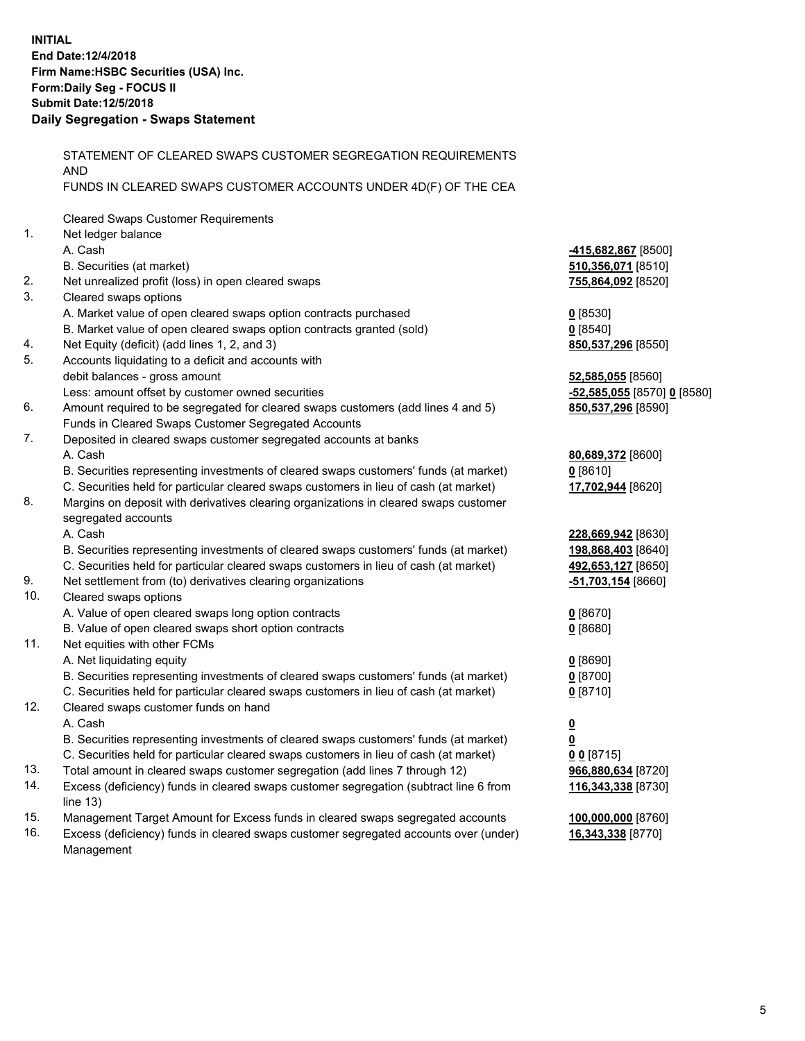**INITIAL**
**End Date:12/4/2018**
**Firm Name:HSBC Securities (USA) Inc.**
**Form:Daily Seg - FOCUS II**
**Submit Date:12/5/2018**
**Daily Segregation - Swaps Statement**

STATEMENT OF CLEARED SWAPS CUSTOMER SEGREGATION REQUIREMENTS AND FUNDS IN CLEARED SWAPS CUSTOMER ACCOUNTS UNDER 4D(F) OF THE CEA

| | | |
|---|---|---|
| | Cleared Swaps Customer Requirements | |
| 1. | Net ledger balance | |
| | A. Cash | **-415,682,867** [8500] |
| | B. Securities (at market) | **510,356,071** [8510] |
| 2. | Net unrealized profit (loss) in open cleared swaps | **755,864,092** [8520] |
| 3. | Cleared swaps options | |
| | A. Market value of open cleared swaps option contracts purchased | **0** [8530] |
| | B. Market value of open cleared swaps option contracts granted (sold) | **0** [8540] |
| 4. | Net Equity (deficit) (add lines 1, 2, and 3) | **850,537,296** [8550] |
| 5. | Accounts liquidating to a deficit and accounts with debit balances - gross amount | **52,585,055** [8560] |
| | Less: amount offset by customer owned securities | **-52,585,055** [8570] **0** [8580] |
| 6. | Amount required to be segregated for cleared swaps customers (add lines 4 and 5) | **850,537,296** [8590] |
| | Funds in Cleared Swaps Customer Segregated Accounts | |
| 7. | Deposited in cleared swaps customer segregated accounts at banks | |
| | A. Cash | **80,689,372** [8600] |
| | B. Securities representing investments of cleared swaps customers' funds (at market) | **0** [8610] |
| | C. Securities held for particular cleared swaps customers in lieu of cash (at market) | **17,702,944** [8620] |
| 8. | Margins on deposit with derivatives clearing organizations in cleared swaps customer segregated accounts | |
| | A. Cash | **228,669,942** [8630] |
| | B. Securities representing investments of cleared swaps customers' funds (at market) | **198,868,403** [8640] |
| | C. Securities held for particular cleared swaps customers in lieu of cash (at market) | **492,653,127** [8650] |
| 9. | Net settlement from (to) derivatives clearing organizations | **-51,703,154** [8660] |
| 10. | Cleared swaps options | |
| | A. Value of open cleared swaps long option contracts | **0** [8670] |
| | B. Value of open cleared swaps short option contracts | **0** [8680] |
| 11. | Net equities with other FCMs | |
| | A. Net liquidating equity | **0** [8690] |
| | B. Securities representing investments of cleared swaps customers' funds (at market) | **0** [8700] |
| | C. Securities held for particular cleared swaps customers in lieu of cash (at market) | **0** [8710] |
| 12. | Cleared swaps customer funds on hand | |
| | A. Cash | **0** |
| | B. Securities representing investments of cleared swaps customers' funds (at market) | **0** |
| | C. Securities held for particular cleared swaps customers in lieu of cash (at market) | **0** **0** [8715] |
| 13. | Total amount in cleared swaps customer segregation (add lines 7 through 12) | **966,880,634** [8720] |
| 14. | Excess (deficiency) funds in cleared swaps customer segregation (subtract line 6 from line 13) | **116,343,338** [8730] |
| 15. | Management Target Amount for Excess funds in cleared swaps segregated accounts | **100,000,000** [8760] |
| 16. | Excess (deficiency) funds in cleared swaps customer segregated accounts over (under) Management | **16,343,338** [8770] |